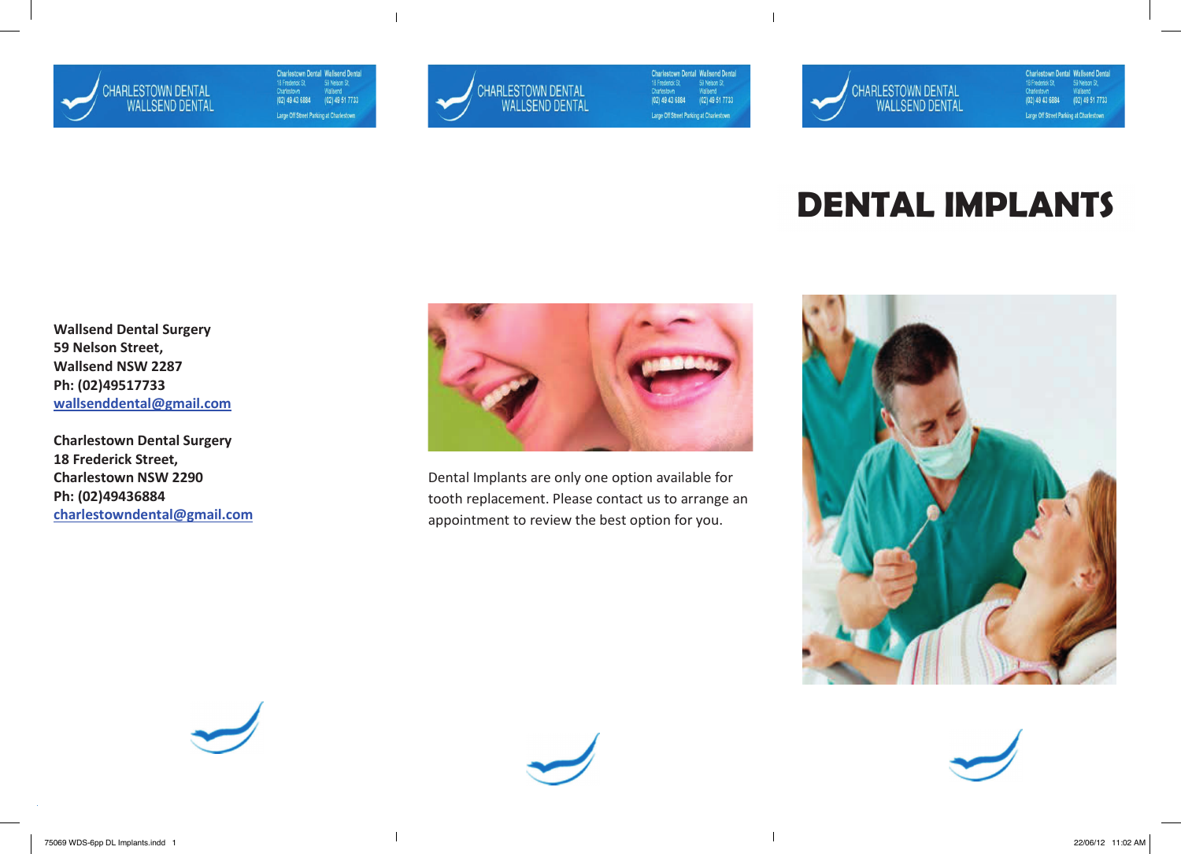CHARLESTOWN DENTAL
WALLSEND DENTAL

Charlestown Dental: 18 Frederick St, Charlestown, (02) 49 43 6884
Wallsend Dental: 59 Nelson St, Wallsend, (02) 49 51 7733
Large Off Street Parking at Charlestown

**Wallsend Dental Surgery**
**59 Nelson Street,**
**Wallsend NSW 2287**
**Ph: (02)49517733**
**wallsenddental@gmail.com**

**Charlestown Dental Surgery**
**18 Frederick Street,**
**Charlestown NSW 2290**
**Ph: (02)49436884**
**charlestowndental@gmail.com**

Dental Implants are only one option available for tooth replacement. Please contact us to arrange an appointment to review the best option for you.

# DENTAL IMPLANTS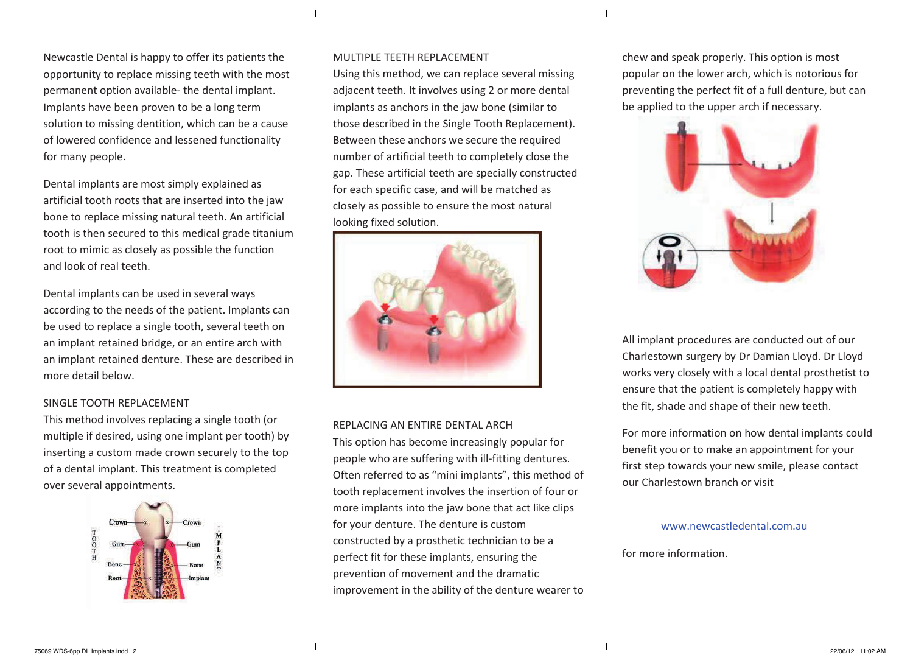Newcastle Dental is happy to offer its patients the opportunity to replace missing teeth with the most permanent option available- the dental implant. Implants have been proven to be a long term solution to missing dentition, which can be a cause of lowered confidence and lessened functionality for many people.

Dental implants are most simply explained as artificial tooth roots that are inserted into the jaw bone to replace missing natural teeth. An artificial tooth is then secured to this medical grade titanium root to mimic as closely as possible the function and look of real teeth.

Dental implants can be used in several ways according to the needs of the patient. Implants can be used to replace a single tooth, several teeth on an implant retained bridge, or an entire arch with an implant retained denture. These are described in more detail below.

## SINGLE TOOTH REPLACEMENT

This method involves replacing a single tooth (or multiple if desired, using one implant per tooth) by inserting a custom made crown securely to the top of a dental implant. This treatment is completed over several appointments.

TOOTH
Crown
Gum
Bone
Root

IMPLANT
Crown
Gum
Bone
Implant

## MULTIPLE TEETH REPLACEMENT

Using this method, we can replace several missing adjacent teeth. It involves using 2 or more dental implants as anchors in the jaw bone (similar to those described in the Single Tooth Replacement). Between these anchors we secure the required number of artificial teeth to completely close the gap. These artificial teeth are specially constructed for each specific case, and will be matched as closely as possible to ensure the most natural looking fixed solution.

## REPLACING AN ENTIRE DENTAL ARCH

This option has become increasingly popular for people who are suffering with ill-fitting dentures. Often referred to as "mini implants", this method of tooth replacement involves the insertion of four or more implants into the jaw bone that act like clips for your denture. The denture is custom constructed by a prosthetic technician to be a perfect fit for these implants, ensuring the prevention of movement and the dramatic improvement in the ability of the denture wearer to chew and speak properly. This option is most popular on the lower arch, which is notorious for preventing the perfect fit of a full denture, but can be applied to the upper arch if necessary.

All implant procedures are conducted out of our Charlestown surgery by Dr Damian Lloyd. Dr Lloyd works very closely with a local dental prosthetist to ensure that the patient is completely happy with the fit, shade and shape of their new teeth.

For more information on how dental implants could benefit you or to make an appointment for your first step towards your new smile, please contact our Charlestown branch or visit

www.newcastledental.com.au

for more information.